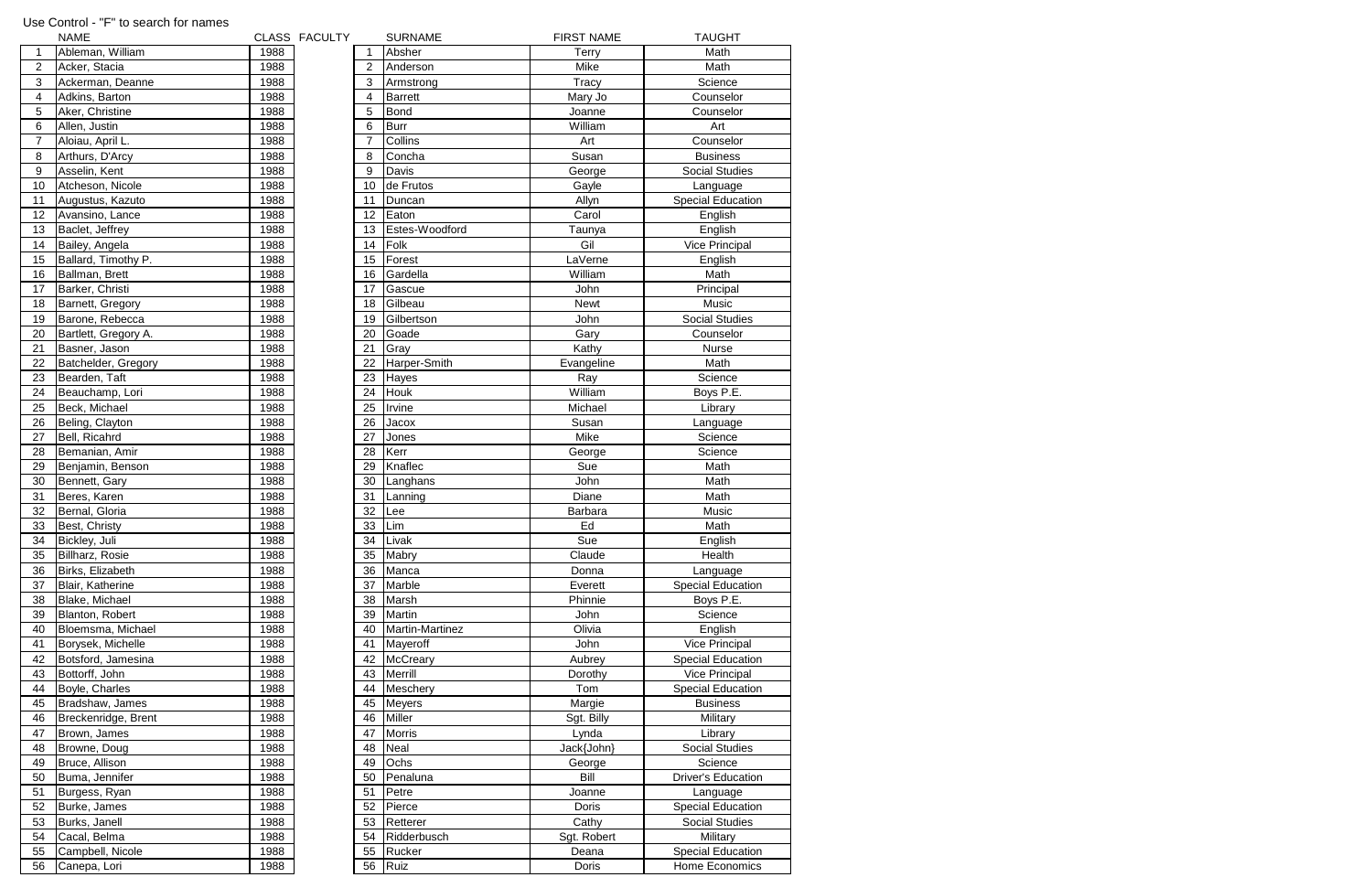Use Control - "F" to search for names

| | NAME | CLASS | FACULTY | | SURNAME | FIRST NAME | TAUGHT |
|---|---|---|---|---|---|---|---|
| 1 | Ableman, William | 1988 | | 1 | Absher | Terry | Math |
| 2 | Acker, Stacia | 1988 | | 2 | Anderson | Mike | Math |
| 3 | Ackerman, Deanne | 1988 | | 3 | Armstrong | Tracy | Science |
| 4 | Adkins, Barton | 1988 | | 4 | Barrett | Mary Jo | Counselor |
| 5 | Aker, Christine | 1988 | | 5 | Bond | Joanne | Counselor |
| 6 | Allen, Justin | 1988 | | 6 | Burr | William | Art |
| 7 | Aloiau, April L. | 1988 | | 7 | Collins | Art | Counselor |
| 8 | Arthurs, D'Arcy | 1988 | | 8 | Concha | Susan | Business |
| 9 | Asselin, Kent | 1988 | | 9 | Davis | George | Social Studies |
| 10 | Atcheson, Nicole | 1988 | | 10 | de Frutos | Gayle | Language |
| 11 | Augustus, Kazuto | 1988 | | 11 | Duncan | Allyn | Special Education |
| 12 | Avansino, Lance | 1988 | | 12 | Eaton | Carol | English |
| 13 | Baclet, Jeffrey | 1988 | | 13 | Estes-Woodford | Taunya | English |
| 14 | Bailey, Angela | 1988 | | 14 | Folk | Gil | Vice Principal |
| 15 | Ballard, Timothy P. | 1988 | | 15 | Forest | LaVerne | English |
| 16 | Ballman, Brett | 1988 | | 16 | Gardella | William | Math |
| 17 | Barker, Christi | 1988 | | 17 | Gascue | John | Principal |
| 18 | Barnett, Gregory | 1988 | | 18 | Gilbeau | Newt | Music |
| 19 | Barone, Rebecca | 1988 | | 19 | Gilbertson | John | Social Studies |
| 20 | Bartlett, Gregory A. | 1988 | | 20 | Goade | Gary | Counselor |
| 21 | Basner, Jason | 1988 | | 21 | Gray | Kathy | Nurse |
| 22 | Batchelder, Gregory | 1988 | | 22 | Harper-Smith | Evangeline | Math |
| 23 | Bearden, Taft | 1988 | | 23 | Hayes | Ray | Science |
| 24 | Beauchamp, Lori | 1988 | | 24 | Houk | William | Boys P.E. |
| 25 | Beck, Michael | 1988 | | 25 | Irvine | Michael | Library |
| 26 | Beling, Clayton | 1988 | | 26 | Jacox | Susan | Language |
| 27 | Bell, Ricahrd | 1988 | | 27 | Jones | Mike | Science |
| 28 | Bemanian, Amir | 1988 | | 28 | Kerr | George | Science |
| 29 | Benjamin, Benson | 1988 | | 29 | Knaflec | Sue | Math |
| 30 | Bennett, Gary | 1988 | | 30 | Langhans | John | Math |
| 31 | Beres, Karen | 1988 | | 31 | Lanning | Diane | Math |
| 32 | Bernal, Gloria | 1988 | | 32 | Lee | Barbara | Music |
| 33 | Best, Christy | 1988 | | 33 | Lim | Ed | Math |
| 34 | Bickley, Juli | 1988 | | 34 | Livak | Sue | English |
| 35 | Billharz, Rosie | 1988 | | 35 | Mabry | Claude | Health |
| 36 | Birks, Elizabeth | 1988 | | 36 | Manca | Donna | Language |
| 37 | Blair, Katherine | 1988 | | 37 | Marble | Everett | Special Education |
| 38 | Blake, Michael | 1988 | | 38 | Marsh | Phinnie | Boys P.E. |
| 39 | Blanton, Robert | 1988 | | 39 | Martin | John | Science |
| 40 | Bloemsma, Michael | 1988 | | 40 | Martin-Martinez | Olivia | English |
| 41 | Borysek, Michelle | 1988 | | 41 | Mayeroff | John | Vice Principal |
| 42 | Botsford, Jamesina | 1988 | | 42 | McCreary | Aubrey | Special Education |
| 43 | Bottorff, John | 1988 | | 43 | Merrill | Dorothy | Vice Principal |
| 44 | Boyle, Charles | 1988 | | 44 | Meschery | Tom | Special Education |
| 45 | Bradshaw, James | 1988 | | 45 | Meyers | Margie | Business |
| 46 | Breckenridge, Brent | 1988 | | 46 | Miller | Sgt. Billy | Military |
| 47 | Brown, James | 1988 | | 47 | Morris | Lynda | Library |
| 48 | Browne, Doug | 1988 | | 48 | Neal | Jack{John} | Social Studies |
| 49 | Bruce, Allison | 1988 | | 49 | Ochs | George | Science |
| 50 | Buma, Jennifer | 1988 | | 50 | Penaluna | Bill | Driver's Education |
| 51 | Burgess, Ryan | 1988 | | 51 | Petre | Joanne | Language |
| 52 | Burke, James | 1988 | | 52 | Pierce | Doris | Special Education |
| 53 | Burks, Janell | 1988 | | 53 | Retterer | Cathy | Social Studies |
| 54 | Cacal, Belma | 1988 | | 54 | Ridderbusch | Sgt. Robert | Military |
| 55 | Campbell, Nicole | 1988 | | 55 | Rucker | Deana | Special Education |
| 56 | Canepa, Lori | 1988 | | 56 | Ruiz | Doris | Home Economics |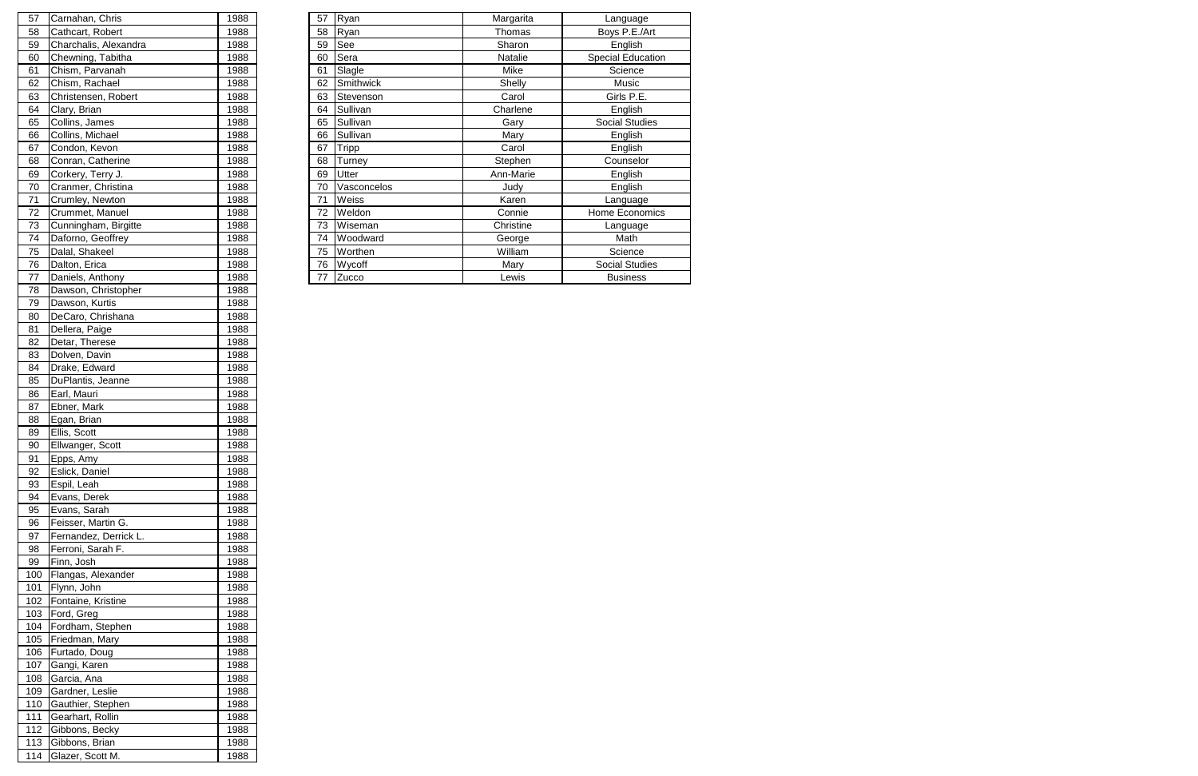| | | |
|---|---|---|
| 57 | Carnahan, Chris | 1988 |
| 58 | Cathcart, Robert | 1988 |
| 59 | Charchalis, Alexandra | 1988 |
| 60 | Chewning, Tabitha | 1988 |
| 61 | Chism, Parvanah | 1988 |
| 62 | Chism, Rachael | 1988 |
| 63 | Christensen, Robert | 1988 |
| 64 | Clary, Brian | 1988 |
| 65 | Collins, James | 1988 |
| 66 | Collins, Michael | 1988 |
| 67 | Condon, Kevon | 1988 |
| 68 | Conran, Catherine | 1988 |
| 69 | Corkery, Terry J. | 1988 |
| 70 | Cranmer, Christina | 1988 |
| 71 | Crumley, Newton | 1988 |
| 72 | Crummet, Manuel | 1988 |
| 73 | Cunningham, Birgitte | 1988 |
| 74 | Daforno, Geoffrey | 1988 |
| 75 | Dalal, Shakeel | 1988 |
| 76 | Dalton, Erica | 1988 |
| 77 | Daniels, Anthony | 1988 |
| 78 | Dawson, Christopher | 1988 |
| 79 | Dawson, Kurtis | 1988 |
| 80 | DeCaro, Chrishana | 1988 |
| 81 | Dellera, Paige | 1988 |
| 82 | Detar, Therese | 1988 |
| 83 | Dolven, Davin | 1988 |
| 84 | Drake, Edward | 1988 |
| 85 | DuPlantis, Jeanne | 1988 |
| 86 | Earl, Mauri | 1988 |
| 87 | Ebner, Mark | 1988 |
| 88 | Egan, Brian | 1988 |
| 89 | Ellis, Scott | 1988 |
| 90 | Ellwanger, Scott | 1988 |
| 91 | Epps, Amy | 1988 |
| 92 | Eslick, Daniel | 1988 |
| 93 | Espil, Leah | 1988 |
| 94 | Evans, Derek | 1988 |
| 95 | Evans, Sarah | 1988 |
| 96 | Feisser, Martin G. | 1988 |
| 97 | Fernandez, Derrick L. | 1988 |
| 98 | Ferroni, Sarah F. | 1988 |
| 99 | Finn, Josh | 1988 |
| 100 | Flangas, Alexander | 1988 |
| 101 | Flynn, John | 1988 |
| 102 | Fontaine, Kristine | 1988 |
| 103 | Ford, Greg | 1988 |
| 104 | Fordham, Stephen | 1988 |
| 105 | Friedman, Mary | 1988 |
| 106 | Furtado, Doug | 1988 |
| 107 | Gangi, Karen | 1988 |
| 108 | Garcia, Ana | 1988 |
| 109 | Gardner, Leslie | 1988 |
| 110 | Gauthier, Stephen | 1988 |
| 111 | Gearhart, Rollin | 1988 |
| 112 | Gibbons, Becky | 1988 |
| 113 | Gibbons, Brian | 1988 |
| 114 | Glazer, Scott M. | 1988 |

| | | | |
|---|---|---|---|
| 57 | Ryan | Margarita | Language |
| 58 | Ryan | Thomas | Boys P.E./Art |
| 59 | See | Sharon | English |
| 60 | Sera | Natalie | Special Education |
| 61 | Slagle | Mike | Science |
| 62 | Smithwick | Shelly | Music |
| 63 | Stevenson | Carol | Girls P.E. |
| 64 | Sullivan | Charlene | English |
| 65 | Sullivan | Gary | Social Studies |
| 66 | Sullivan | Mary | English |
| 67 | Tripp | Carol | English |
| 68 | Turney | Stephen | Counselor |
| 69 | Utter | Ann-Marie | English |
| 70 | Vasconcelos | Judy | English |
| 71 | Weiss | Karen | Language |
| 72 | Weldon | Connie | Home Economics |
| 73 | Wiseman | Christine | Language |
| 74 | Woodward | George | Math |
| 75 | Worthen | William | Science |
| 76 | Wycoff | Mary | Social Studies |
| 77 | Zucco | Lewis | Business |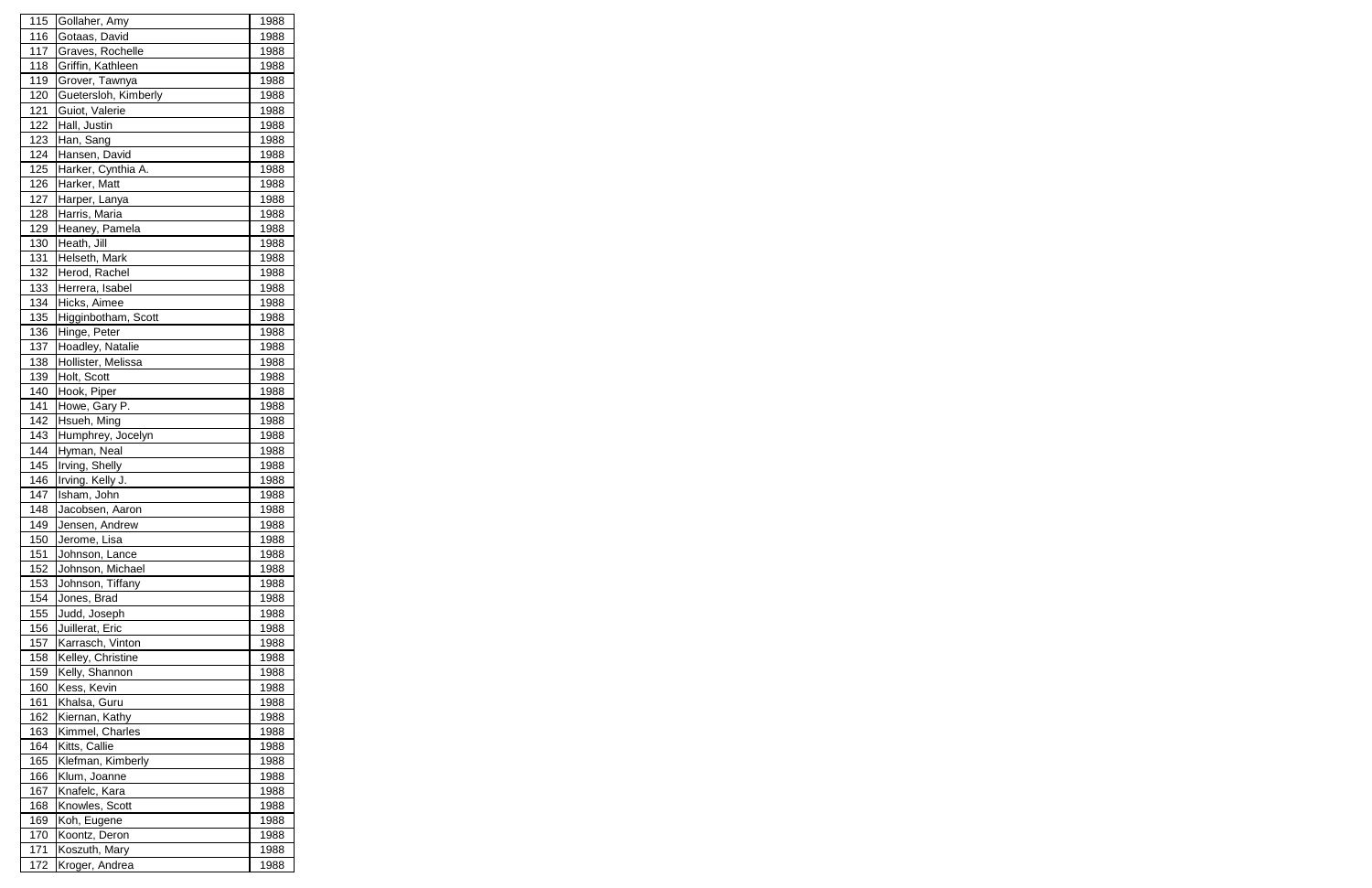| | | |
|---|---|---|
| 115 | Gollaher, Amy | 1988 |
| 116 | Gotaas, David | 1988 |
| 117 | Graves, Rochelle | 1988 |
| 118 | Griffin, Kathleen | 1988 |
| 119 | Grover, Tawnya | 1988 |
| 120 | Guetersloh, Kimberly | 1988 |
| 121 | Guiot, Valerie | 1988 |
| 122 | Hall, Justin | 1988 |
| 123 | Han, Sang | 1988 |
| 124 | Hansen, David | 1988 |
| 125 | Harker, Cynthia A. | 1988 |
| 126 | Harker, Matt | 1988 |
| 127 | Harper, Lanya | 1988 |
| 128 | Harris, Maria | 1988 |
| 129 | Heaney, Pamela | 1988 |
| 130 | Heath, Jill | 1988 |
| 131 | Helseth, Mark | 1988 |
| 132 | Herod, Rachel | 1988 |
| 133 | Herrera, Isabel | 1988 |
| 134 | Hicks, Aimee | 1988 |
| 135 | Higginbotham, Scott | 1988 |
| 136 | Hinge, Peter | 1988 |
| 137 | Hoadley, Natalie | 1988 |
| 138 | Hollister, Melissa | 1988 |
| 139 | Holt, Scott | 1988 |
| 140 | Hook, Piper | 1988 |
| 141 | Howe, Gary P. | 1988 |
| 142 | Hsueh, Ming | 1988 |
| 143 | Humphrey, Jocelyn | 1988 |
| 144 | Hyman, Neal | 1988 |
| 145 | Irving, Shelly | 1988 |
| 146 | Irving. Kelly J. | 1988 |
| 147 | Isham, John | 1988 |
| 148 | Jacobsen, Aaron | 1988 |
| 149 | Jensen, Andrew | 1988 |
| 150 | Jerome, Lisa | 1988 |
| 151 | Johnson, Lance | 1988 |
| 152 | Johnson, Michael | 1988 |
| 153 | Johnson, Tiffany | 1988 |
| 154 | Jones, Brad | 1988 |
| 155 | Judd, Joseph | 1988 |
| 156 | Juillerat, Eric | 1988 |
| 157 | Karrasch, Vinton | 1988 |
| 158 | Kelley, Christine | 1988 |
| 159 | Kelly, Shannon | 1988 |
| 160 | Kess, Kevin | 1988 |
| 161 | Khalsa, Guru | 1988 |
| 162 | Kiernan, Kathy | 1988 |
| 163 | Kimmel, Charles | 1988 |
| 164 | Kitts, Callie | 1988 |
| 165 | Klefman, Kimberly | 1988 |
| 166 | Klum, Joanne | 1988 |
| 167 | Knafelc, Kara | 1988 |
| 168 | Knowles, Scott | 1988 |
| 169 | Koh, Eugene | 1988 |
| 170 | Koontz, Deron | 1988 |
| 171 | Koszuth, Mary | 1988 |
| 172 | Kroger, Andrea | 1988 |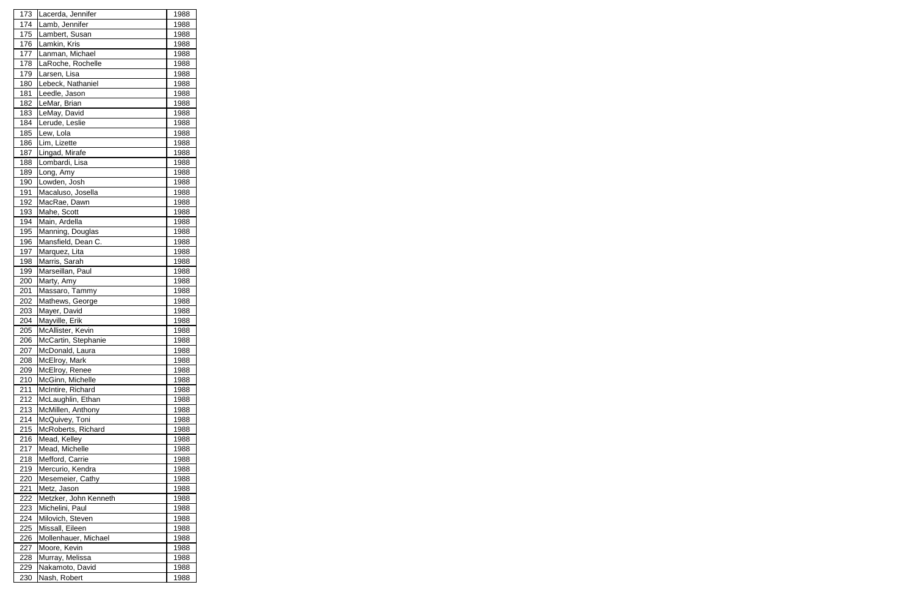| | | |
|---|---|---|
| 173 | Lacerda, Jennifer | 1988 |
| 174 | Lamb, Jennifer | 1988 |
| 175 | Lambert, Susan | 1988 |
| 176 | Lamkin, Kris | 1988 |
| 177 | Lanman, Michael | 1988 |
| 178 | LaRoche, Rochelle | 1988 |
| 179 | Larsen, Lisa | 1988 |
| 180 | Lebeck, Nathaniel | 1988 |
| 181 | Leedle, Jason | 1988 |
| 182 | LeMar, Brian | 1988 |
| 183 | LeMay, David | 1988 |
| 184 | Lerude, Leslie | 1988 |
| 185 | Lew, Lola | 1988 |
| 186 | Lim, Lizette | 1988 |
| 187 | Lingad, Mirafe | 1988 |
| 188 | Lombardi, Lisa | 1988 |
| 189 | Long, Amy | 1988 |
| 190 | Lowden, Josh | 1988 |
| 191 | Macaluso, Josella | 1988 |
| 192 | MacRae, Dawn | 1988 |
| 193 | Mahe, Scott | 1988 |
| 194 | Main, Ardella | 1988 |
| 195 | Manning, Douglas | 1988 |
| 196 | Mansfield, Dean C. | 1988 |
| 197 | Marquez, Lita | 1988 |
| 198 | Marris, Sarah | 1988 |
| 199 | Marseillan, Paul | 1988 |
| 200 | Marty, Amy | 1988 |
| 201 | Massaro, Tammy | 1988 |
| 202 | Mathews, George | 1988 |
| 203 | Mayer, David | 1988 |
| 204 | Mayville, Erik | 1988 |
| 205 | McAllister, Kevin | 1988 |
| 206 | McCartin, Stephanie | 1988 |
| 207 | McDonald, Laura | 1988 |
| 208 | McElroy, Mark | 1988 |
| 209 | McElroy, Renee | 1988 |
| 210 | McGinn, Michelle | 1988 |
| 211 | McIntire, Richard | 1988 |
| 212 | McLaughlin, Ethan | 1988 |
| 213 | McMillen, Anthony | 1988 |
| 214 | McQuivey, Toni | 1988 |
| 215 | McRoberts, Richard | 1988 |
| 216 | Mead, Kelley | 1988 |
| 217 | Mead, Michelle | 1988 |
| 218 | Mefford, Carrie | 1988 |
| 219 | Mercurio, Kendra | 1988 |
| 220 | Mesemeier, Cathy | 1988 |
| 221 | Metz, Jason | 1988 |
| 222 | Metzker, John Kenneth | 1988 |
| 223 | Michelini, Paul | 1988 |
| 224 | Milovich, Steven | 1988 |
| 225 | Missall, Eileen | 1988 |
| 226 | Mollenhauer, Michael | 1988 |
| 227 | Moore, Kevin | 1988 |
| 228 | Murray, Melissa | 1988 |
| 229 | Nakamoto, David | 1988 |
| 230 | Nash, Robert | 1988 |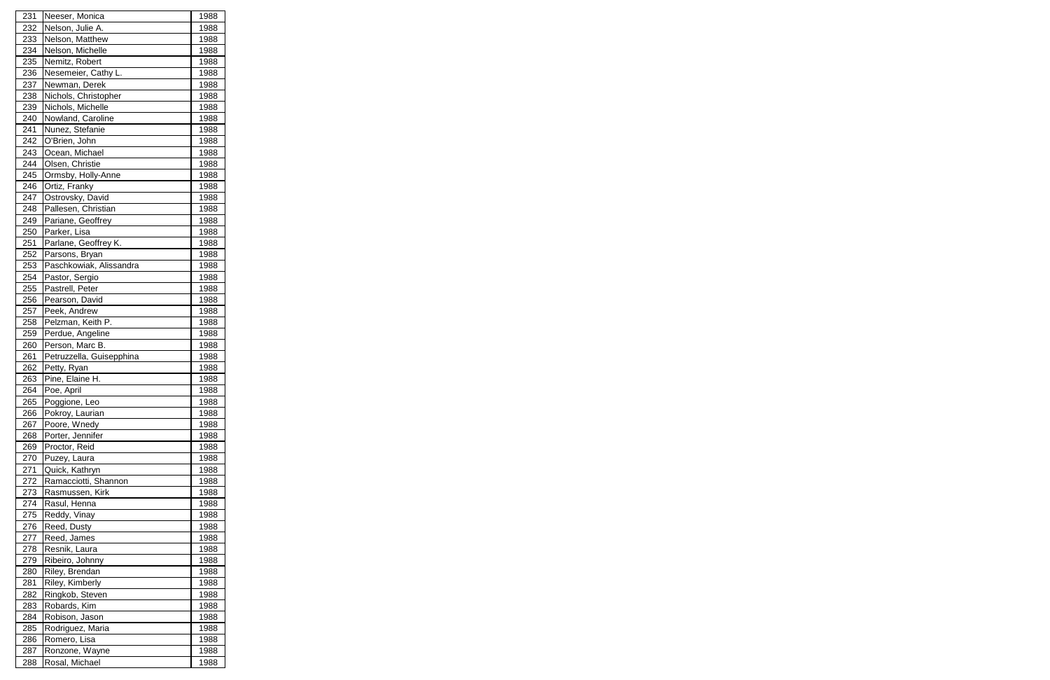| 231 | Neeser, Monica | 1988 |
|---|---|---|
| 232 | Nelson, Julie A. | 1988 |
| 233 | Nelson, Matthew | 1988 |
| 234 | Nelson, Michelle | 1988 |
| 235 | Nemitz, Robert | 1988 |
| 236 | Nesemeier, Cathy L. | 1988 |
| 237 | Newman, Derek | 1988 |
| 238 | Nichols, Christopher | 1988 |
| 239 | Nichols, Michelle | 1988 |
| 240 | Nowland, Caroline | 1988 |
| 241 | Nunez, Stefanie | 1988 |
| 242 | O'Brien, John | 1988 |
| 243 | Ocean, Michael | 1988 |
| 244 | Olsen, Christie | 1988 |
| 245 | Ormsby, Holly-Anne | 1988 |
| 246 | Ortiz, Franky | 1988 |
| 247 | Ostrovsky, David | 1988 |
| 248 | Pallesen, Christian | 1988 |
| 249 | Pariane, Geoffrey | 1988 |
| 250 | Parker, Lisa | 1988 |
| 251 | Parlane, Geoffrey K. | 1988 |
| 252 | Parsons, Bryan | 1988 |
| 253 | Paschkowiak, Alissandra | 1988 |
| 254 | Pastor, Sergio | 1988 |
| 255 | Pastrell, Peter | 1988 |
| 256 | Pearson, David | 1988 |
| 257 | Peek, Andrew | 1988 |
| 258 | Pelzman, Keith P. | 1988 |
| 259 | Perdue, Angeline | 1988 |
| 260 | Person, Marc B. | 1988 |
| 261 | Petruzzella, Guisepphina | 1988 |
| 262 | Petty, Ryan | 1988 |
| 263 | Pine, Elaine H. | 1988 |
| 264 | Poe, April | 1988 |
| 265 | Poggione, Leo | 1988 |
| 266 | Pokroy, Laurian | 1988 |
| 267 | Poore, Wnedy | 1988 |
| 268 | Porter, Jennifer | 1988 |
| 269 | Proctor, Reid | 1988 |
| 270 | Puzey, Laura | 1988 |
| 271 | Quick, Kathryn | 1988 |
| 272 | Ramacciotti, Shannon | 1988 |
| 273 | Rasmussen, Kirk | 1988 |
| 274 | Rasul, Henna | 1988 |
| 275 | Reddy, Vinay | 1988 |
| 276 | Reed, Dusty | 1988 |
| 277 | Reed, James | 1988 |
| 278 | Resnik, Laura | 1988 |
| 279 | Ribeiro, Johnny | 1988 |
| 280 | Riley, Brendan | 1988 |
| 281 | Riley, Kimberly | 1988 |
| 282 | Ringkob, Steven | 1988 |
| 283 | Robards, Kim | 1988 |
| 284 | Robison, Jason | 1988 |
| 285 | Rodriguez, Maria | 1988 |
| 286 | Romero, Lisa | 1988 |
| 287 | Ronzone, Wayne | 1988 |
| 288 | Rosal, Michael | 1988 |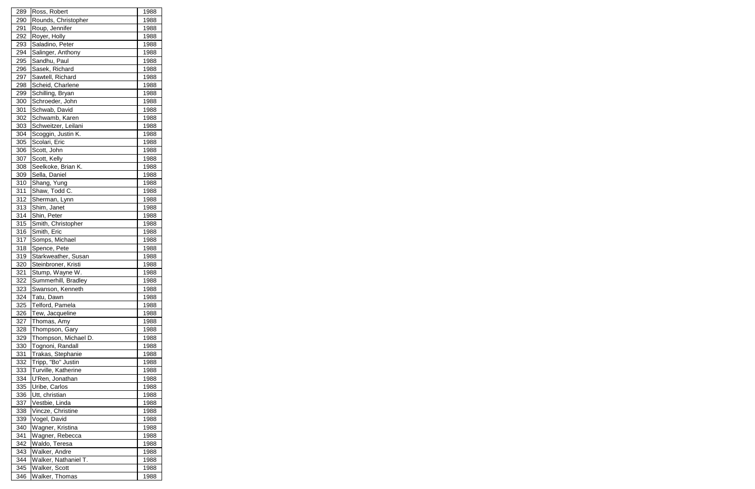| 289 | Ross, Robert | 1988 |
|---|---|---|
| 290 | Rounds, Christopher | 1988 |
| 291 | Roup, Jennifer | 1988 |
| 292 | Royer, Holly | 1988 |
| 293 | Saladino, Peter | 1988 |
| 294 | Salinger, Anthony | 1988 |
| 295 | Sandhu, Paul | 1988 |
| 296 | Sasek, Richard | 1988 |
| 297 | Sawtell, Richard | 1988 |
| 298 | Scheid, Charlene | 1988 |
| 299 | Schilling, Bryan | 1988 |
| 300 | Schroeder, John | 1988 |
| 301 | Schwab, David | 1988 |
| 302 | Schwamb, Karen | 1988 |
| 303 | Schweitzer, Leilani | 1988 |
| 304 | Scoggin, Justin K. | 1988 |
| 305 | Scolari, Eric | 1988 |
| 306 | Scott, John | 1988 |
| 307 | Scott, Kelly | 1988 |
| 308 | Seelkoke, Brian K. | 1988 |
| 309 | Sella, Daniel | 1988 |
| 310 | Shang, Yung | 1988 |
| 311 | Shaw, Todd C. | 1988 |
| 312 | Sherman, Lynn | 1988 |
| 313 | Shim, Janet | 1988 |
| 314 | Shin, Peter | 1988 |
| 315 | Smith, Christopher | 1988 |
| 316 | Smith, Eric | 1988 |
| 317 | Somps, Michael | 1988 |
| 318 | Spence, Pete | 1988 |
| 319 | Starkweather, Susan | 1988 |
| 320 | Steinbroner, Kristi | 1988 |
| 321 | Stump, Wayne W. | 1988 |
| 322 | Summerhill, Bradley | 1988 |
| 323 | Swanson, Kenneth | 1988 |
| 324 | Tatu, Dawn | 1988 |
| 325 | Telford, Pamela | 1988 |
| 326 | Tew, Jacqueline | 1988 |
| 327 | Thomas, Amy | 1988 |
| 328 | Thompson, Gary | 1988 |
| 329 | Thompson, Michael D. | 1988 |
| 330 | Tognoni, Randall | 1988 |
| 331 | Trakas, Stephanie | 1988 |
| 332 | Tripp, "Bo" Justin | 1988 |
| 333 | Turville, Katherine | 1988 |
| 334 | U'Ren, Jonathan | 1988 |
| 335 | Uribe, Carlos | 1988 |
| 336 | Utt, christian | 1988 |
| 337 | Vestbie, Linda | 1988 |
| 338 | Vincze, Christine | 1988 |
| 339 | Vogel, David | 1988 |
| 340 | Wagner, Kristina | 1988 |
| 341 | Wagner, Rebecca | 1988 |
| 342 | Waldo, Teresa | 1988 |
| 343 | Walker, Andre | 1988 |
| 344 | Walker, Nathaniel T. | 1988 |
| 345 | Walker, Scott | 1988 |
| 346 | Walker, Thomas | 1988 |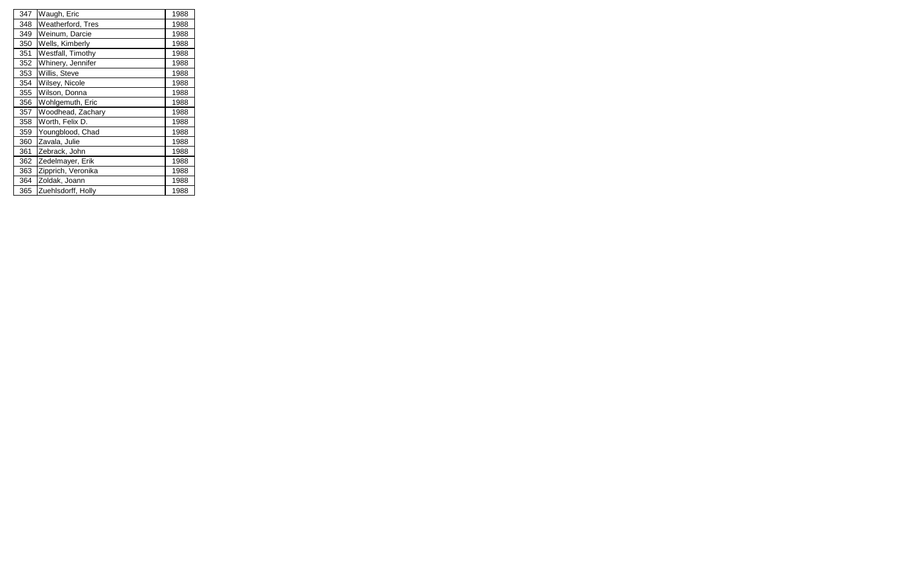| | | |
|---|---|---|
| 347 | Waugh, Eric | 1988 |
| 348 | Weatherford, Tres | 1988 |
| 349 | Weinum, Darcie | 1988 |
| 350 | Wells, Kimberly | 1988 |
| 351 | Westfall, Timothy | 1988 |
| 352 | Whinery, Jennifer | 1988 |
| 353 | Willis, Steve | 1988 |
| 354 | Wilsey, Nicole | 1988 |
| 355 | Wilson, Donna | 1988 |
| 356 | Wohlgemuth, Eric | 1988 |
| 357 | Woodhead, Zachary | 1988 |
| 358 | Worth, Felix D. | 1988 |
| 359 | Youngblood, Chad | 1988 |
| 360 | Zavala, Julie | 1988 |
| 361 | Zebrack, John | 1988 |
| 362 | Zedelmayer, Erik | 1988 |
| 363 | Zipprich, Veronika | 1988 |
| 364 | Zoldak, Joann | 1988 |
| 365 | Zuehlsdorff, Holly | 1988 |